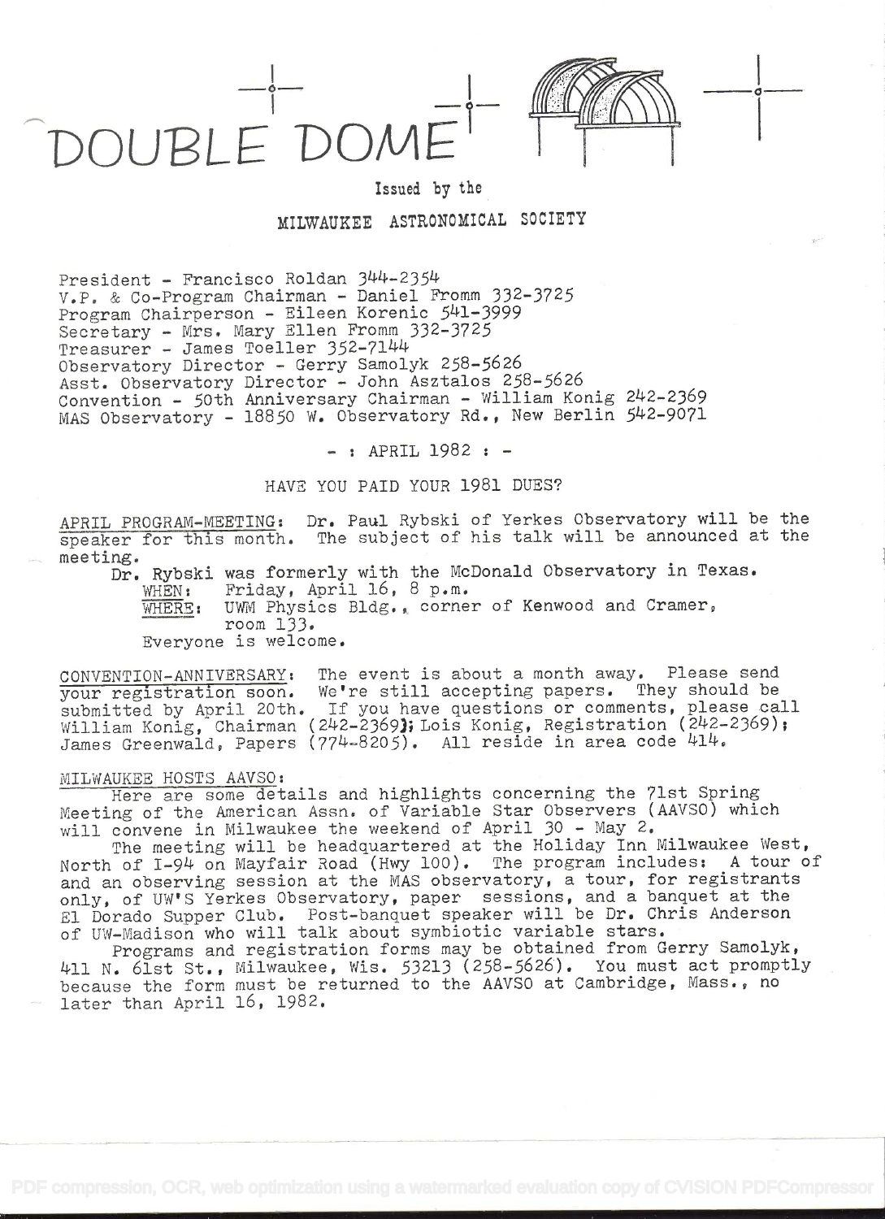# DOUBLE DOME

Issued by the

MILWAUKEE ASTRONOMICAL SOCIETY

President - Francisco Roldan 344-2354
V.P. & Co-Program Chairman - Daniel Fromm 332-3725
Program Chairperson - Eileen Korenic 541-3999
Secretary - Mrs. Mary Ellen Fromm 332-3725
Treasurer - James Toeller 352-7144
Observatory Director - Gerry Samolyk 258-5626
Asst. Observatory Director - John Asztalos 258-5626
Convention - 50th Anniversary Chairman - William Konig 242-2369
MAS Observatory - 18850 W. Observatory Rd., New Berlin 542-9071

- : APRIL 1982 : -

HAVE YOU PAID YOUR 1981 DUES?

APRIL PROGRAM-MEETING: Dr. Paul Rybski of Yerkes Observatory will be the speaker for this month. The subject of his talk will be announced at the meeting.

Dr. Rybski was formerly with the McDonald Observatory in Texas.

WHEN: Friday, April 16, 8 p.m.
WHERE: UWM Physics Bldg., corner of Kenwood and Cramer, room 133.
Everyone is welcome.

CONVENTION-ANNIVERSARY: The event is about a month away. Please send your registration soon. We're still accepting papers. They should be submitted by April 20th. If you have questions or comments, please call William Konig, Chairman (242-2369); Lois Konig, Registration (242-2369); James Greenwald, Papers (774-8205). All reside in area code 414.

MILWAUKEE HOSTS AAVSO:

Here are some details and highlights concerning the 71st Spring Meeting of the American Assn. of Variable Star Observers (AAVSO) which will convene in Milwaukee the weekend of April 30 - May 2.

The meeting will be headquartered at the Holiday Inn Milwaukee West, North of I-94 on Mayfair Road (Hwy 100). The program includes: A tour of and an observing session at the MAS observatory, a tour, for registrants only, of UW'S Yerkes Observatory, paper sessions, and a banquet at the El Dorado Supper Club. Post-banquet speaker will be Dr. Chris Anderson of UW-Madison who will talk about symbiotic variable stars.

Programs and registration forms may be obtained from Gerry Samolyk, 411 N. 61st St., Milwaukee, Wis. 53213 (258-5626). You must act promptly because the form must be returned to the AAVSO at Cambridge, Mass., no later than April 16, 1982.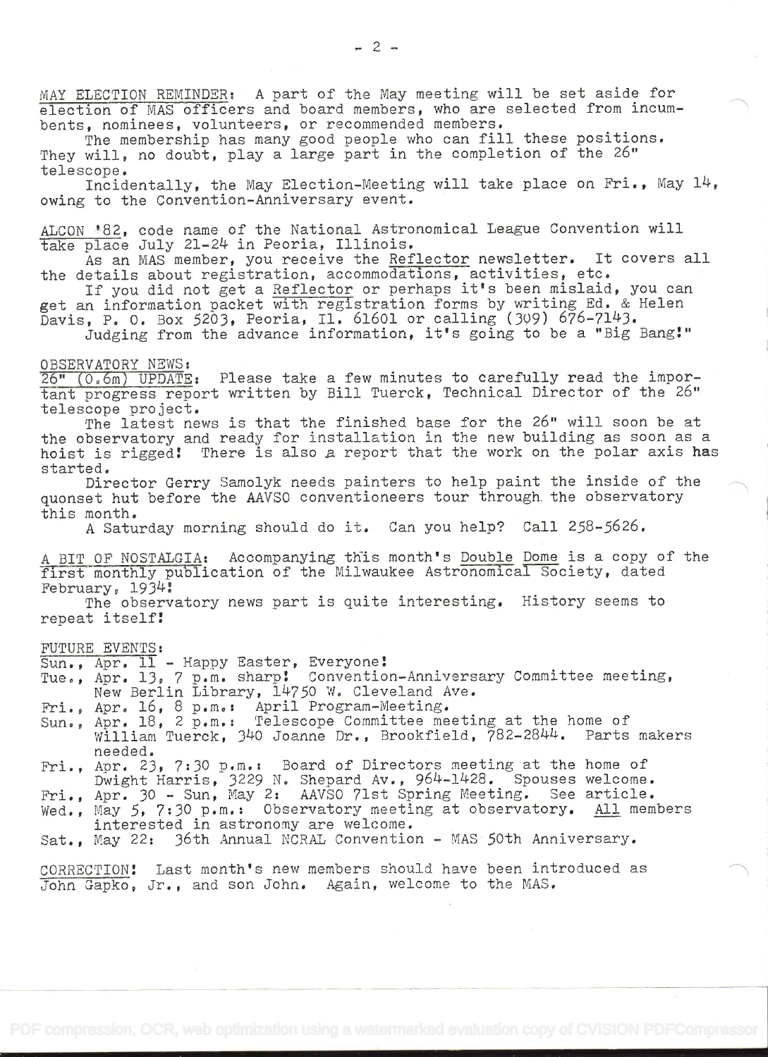MAY ELECTION REMINDER: A part of the May meeting will be set aside for election of MAS officers and board members, who are selected from incumbents, nominees, volunteers, or recommended members.

The membership has many good people who can fill these positions. They will, no doubt, play a large part in the completion of the 26" telescope.

Incidentally, the May Election-Meeting will take place on Fri., May 14, owing to the Convention-Anniversary event.

ALCON '82, code name of the National Astronomical League Convention will take place July 21-24 in Peoria, Illinois.

As an MAS member, you receive the Reflector newsletter. It covers all the details about registration, accommodations, activities, etc.

If you did not get a Reflector or perhaps it's been mislaid, you can get an information packet with registration forms by writing Ed. & Helen Davis, P. O. Box 5203, Peoria, Il. 61601 or calling (309) 676-7143.

Judging from the advance information, it's going to be a "Big Bang!"

OBSERVATORY NEWS:

26" (0.6m) UPDATE: Please take a few minutes to carefully read the important progress report written by Bill Tuerck, Technical Director of the 26" telescope project.

The latest news is that the finished base for the 26" will soon be at the observatory and ready for installation in the new building as soon as a hoist is rigged! There is also a report that the work on the polar axis has started.

Director Gerry Samolyk needs painters to help paint the inside of the quonset hut before the AAVSO conventioneers tour through the observatory this month.

A Saturday morning should do it. Can you help? Call 258-5626.

A BIT OF NOSTALGIA: Accompanying this month's Double Dome is a copy of the first monthly publication of the Milwaukee Astronomical Society, dated February, 1934!

The observatory news part is quite interesting. History seems to repeat itself!

FUTURE EVENTS:

- Sun., Apr. 11 - Happy Easter, Everyone!
- Tue., Apr. 13, 7 p.m. sharp! Convention-Anniversary Committee meeting, New Berlin Library, 14750 W. Cleveland Ave.
- Fri., Apr. 16, 8 p.m.: April Program-Meeting.
- Sun., Apr. 18, 2 p.m.: Telescope Committee meeting at the home of William Tuerck, 340 Joanne Dr., Brookfield, 782-2844. Parts makers needed.
- Fri., Apr. 23, 7:30 p.m.: Board of Directors meeting at the home of Dwight Harris, 3229 N. Shepard Av., 964-1428. Spouses welcome.
- Fri., Apr. 30 - Sun, May 2: AAVSO 71st Spring Meeting. See article.
- Wed., May 5, 7:30 p.m.: Observatory meeting at observatory. All members interested in astronomy are welcome.
- Sat., May 22: 36th Annual NCRAL Convention - MAS 50th Anniversary.

CORRECTION! Last month's new members should have been introduced as John Gapko, Jr., and son John. Again, welcome to the MAS.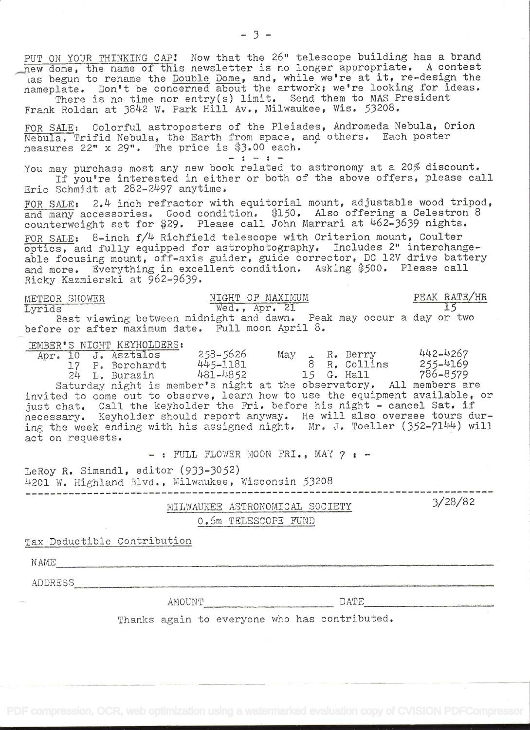PUT ON YOUR THINKING CAP! Now that the 26" telescope building has a brand new dome, the name of this newsletter is no longer appropriate. A contest has begun to rename the Double Dome, and, while we're at it, re-design the nameplate. Don't be concerned about the artwork; we're looking for ideas.

There is no time nor entry(s) limit. Send them to MAS President Frank Roldan at 3842 W. Park Hill Av., Milwaukee, Wis. 53208.

FOR SALE: Colorful astroposters of the Pleiades, Andromeda Nebula, Orion Nebula, Trifid Nebula, the Earth from space, and others. Each poster measures 22" x 29". The price is $3.00 each.

- : - : -

You may purchase most any new book related to astronomy at a 20% discount.

If you're interested in either or both of the above offers, please call Eric Schmidt at 282-2497 anytime.

FOR SALE: 2.4 inch refractor with equitorial mount, adjustable wood tripod, and many accessories. Good condition. $150. Also offering a Celestron 8 counterweight set for $29. Please call John Marrari at 462-3639 nights.

FOR SALE: 8-inch f/4 Richfield telescope with Criterion mount, Coulter optics, and fully equipped for astrophotography. Includes 2" interchangeable focusing mount, off-axis guider, guide corrector, DC 12V drive battery and more. Everything in excellent condition. Asking $500. Please call Ricky Kazmierski at 962-9639.

| METEOR SHOWER | NIGHT OF MAXIMUM | PEAK RATE/HR |
|---|---|---|
| Lyrids | Wed., Apr. 21 | 15 |

Best viewing between midnight and dawn. Peak may occur a day or two before or after maximum date. Full moon April 8.

MEMBER'S NIGHT KEYHOLDERS:

| | | | | | |
|---|---|---|---|---|---|
| Apr. 10 | J. Asztalos | 258-5626 | May 1 | R. Berry | 442-4267 |
| 17 | P. Borchardt | 445-1181 | 8 | R. Collins | 255-4169 |
| 24 | L. Burazin | 481-4852 | 15 | G. Hall | 786-8579 |

Saturday night is member's night at the observatory. All members are invited to come out to observe, learn how to use the equipment available, or just chat. Call the keyholder the Fri. before his night - cancel Sat. if necessary. Keyholder should report anyway. He will also oversee tours during the week ending with his assigned night. Mr. J. Toeller (352-7144) will act on requests.

- : FULL FLOWER MOON FRI., MAY 7 : -

LeRoy R. Simandl, editor (933-3052)
4201 W. Highland Blvd., Milwaukee, Wisconsin 53208

---

MILWAUKEE ASTRONOMICAL SOCIETY 3/28/82

0.6m TELESCOPE FUND

Tax Deductible Contribution

NAME ____________________

ADDRESS ____________________

AMOUNT ____________ DATE ____________

Thanks again to everyone who has contributed.